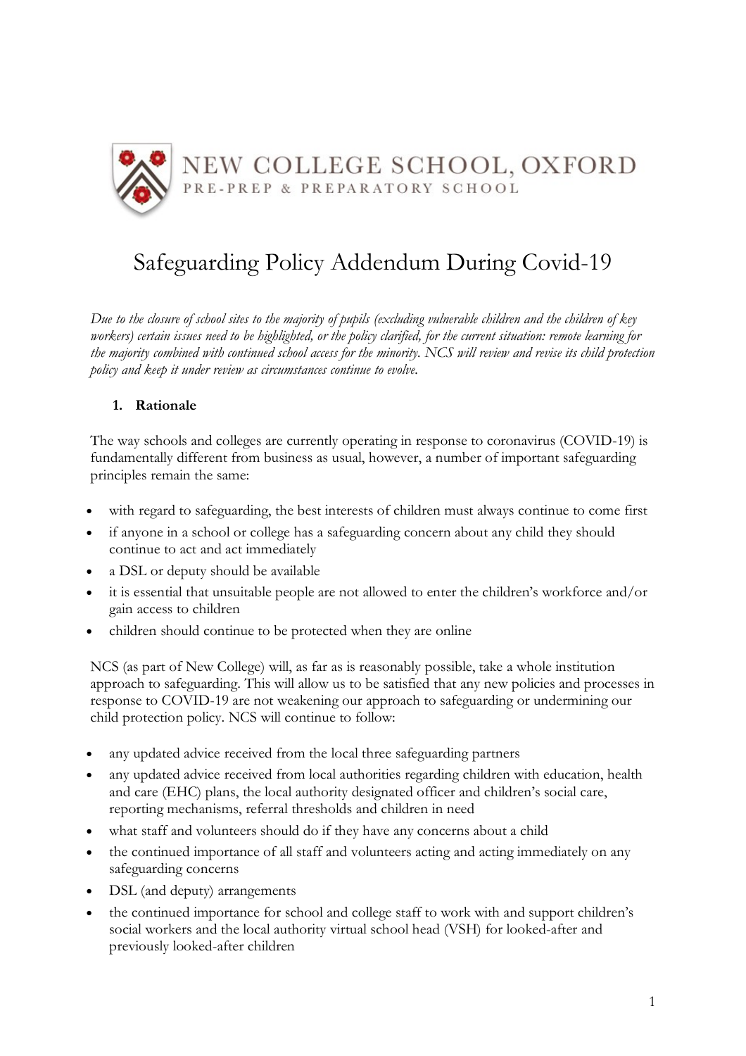NEW COLLEGE SCHOOL, OXFORD
PRE-PREP & PREPARATORY SCHOOL

# Safeguarding Policy Addendum During Covid-19

*Due to the closure of school sites to the majority of pupils (excluding vulnerable children and the children of key workers) certain issues need to be highlighted, or the policy clarified, for the current situation: remote learning for the majority combined with continued school access for the minority. NCS will review and revise its child protection policy and keep it under review as circumstances continue to evolve.*

## 1. Rationale

The way schools and colleges are currently operating in response to coronavirus (COVID-19) is fundamentally different from business as usual, however, a number of important safeguarding principles remain the same:

- with regard to safeguarding, the best interests of children must always continue to come first
- if anyone in a school or college has a safeguarding concern about any child they should continue to act and act immediately
- a DSL or deputy should be available
- it is essential that unsuitable people are not allowed to enter the children's workforce and/or gain access to children
- children should continue to be protected when they are online

NCS (as part of New College) will, as far as is reasonably possible, take a whole institution approach to safeguarding. This will allow us to be satisfied that any new policies and processes in response to COVID-19 are not weakening our approach to safeguarding or undermining our child protection policy. NCS will continue to follow:

- any updated advice received from the local three safeguarding partners
- any updated advice received from local authorities regarding children with education, health and care (EHC) plans, the local authority designated officer and children's social care, reporting mechanisms, referral thresholds and children in need
- what staff and volunteers should do if they have any concerns about a child
- the continued importance of all staff and volunteers acting and acting immediately on any safeguarding concerns
- DSL (and deputy) arrangements
- the continued importance for school and college staff to work with and support children's social workers and the local authority virtual school head (VSH) for looked-after and previously looked-after children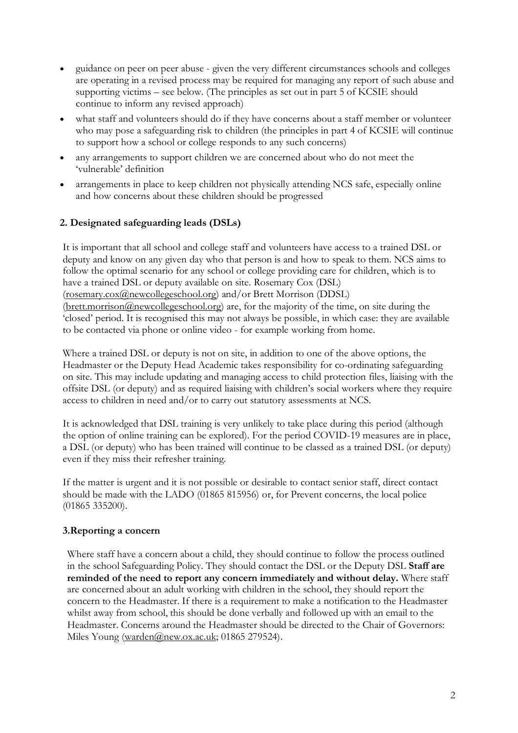- guidance on peer on peer abuse - given the very different circumstances schools and colleges are operating in a revised process may be required for managing any report of such abuse and supporting victims – see below. (The principles as set out in part 5 of KCSIE should continue to inform any revised approach)
- what staff and volunteers should do if they have concerns about a staff member or volunteer who may pose a safeguarding risk to children (the principles in part 4 of KCSIE will continue to support how a school or college responds to any such concerns)
- any arrangements to support children we are concerned about who do not meet the 'vulnerable' definition
- arrangements in place to keep children not physically attending NCS safe, especially online and how concerns about these children should be progressed

## 2. Designated safeguarding leads (DSLs)

It is important that all school and college staff and volunteers have access to a trained DSL or deputy and know on any given day who that person is and how to speak to them. NCS aims to follow the optimal scenario for any school or college providing care for children, which is to have a trained DSL or deputy available on site. Rosemary Cox (DSL) (rosemary.cox@newcollegeschool.org) and/or Brett Morrison (DDSL) (brett.morrison@newcollegeschool.org) are, for the majority of the time, on site during the 'closed' period. It is recognised this may not always be possible, in which case: they are available to be contacted via phone or online video - for example working from home.

Where a trained DSL or deputy is not on site, in addition to one of the above options, the Headmaster or the Deputy Head Academic takes responsibility for co-ordinating safeguarding on site. This may include updating and managing access to child protection files, liaising with the offsite DSL (or deputy) and as required liaising with children's social workers where they require access to children in need and/or to carry out statutory assessments at NCS.

It is acknowledged that DSL training is very unlikely to take place during this period (although the option of online training can be explored). For the period COVID-19 measures are in place, a DSL (or deputy) who has been trained will continue to be classed as a trained DSL (or deputy) even if they miss their refresher training.

If the matter is urgent and it is not possible or desirable to contact senior staff, direct contact should be made with the LADO (01865 815956) or, for Prevent concerns, the local police (01865 335200).

## 3.Reporting a concern

Where staff have a concern about a child, they should continue to follow the process outlined in the school Safeguarding Policy. They should contact the DSL or the Deputy DSL **Staff are reminded of the need to report any concern immediately and without delay.** Where staff are concerned about an adult working with children in the school, they should report the concern to the Headmaster. If there is a requirement to make a notification to the Headmaster whilst away from school, this should be done verbally and followed up with an email to the Headmaster. Concerns around the Headmaster should be directed to the Chair of Governors: Miles Young (warden@new.ox.ac.uk; 01865 279524).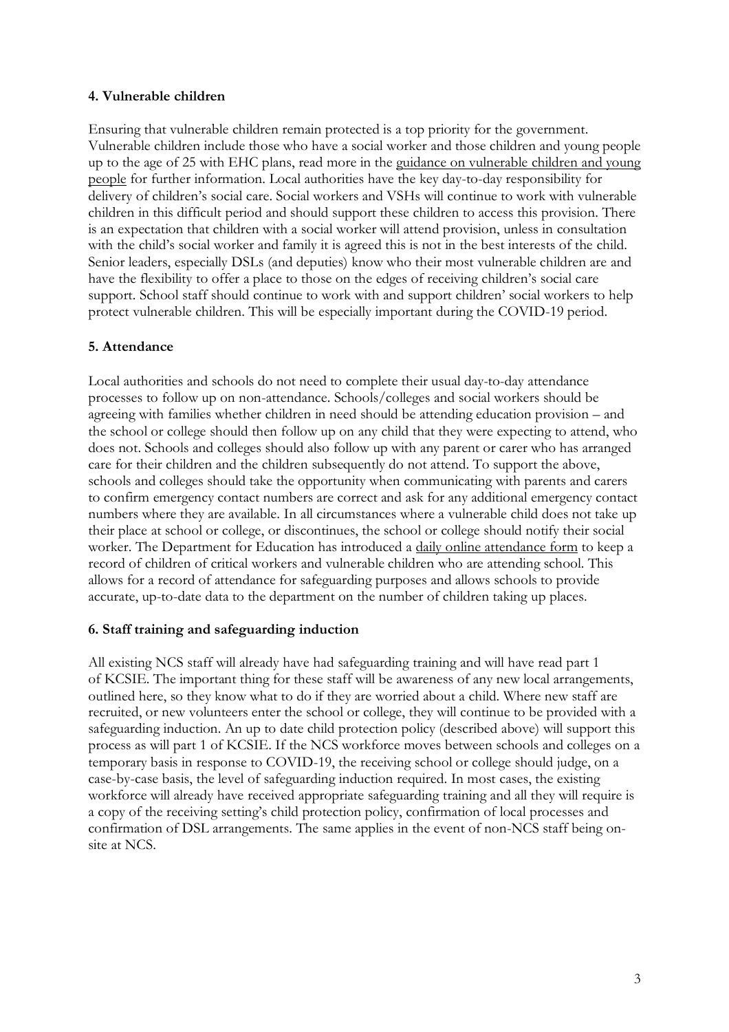#### 4. Vulnerable children

Ensuring that vulnerable children remain protected is a top priority for the government. Vulnerable children include those who have a social worker and those children and young people up to the age of 25 with EHC plans, read more in the guidance on vulnerable children and young people for further information. Local authorities have the key day-to-day responsibility for delivery of children's social care. Social workers and VSHs will continue to work with vulnerable children in this difficult period and should support these children to access this provision. There is an expectation that children with a social worker will attend provision, unless in consultation with the child's social worker and family it is agreed this is not in the best interests of the child. Senior leaders, especially DSLs (and deputies) know who their most vulnerable children are and have the flexibility to offer a place to those on the edges of receiving children's social care support. School staff should continue to work with and support children' social workers to help protect vulnerable children. This will be especially important during the COVID-19 period.

#### 5. Attendance

Local authorities and schools do not need to complete their usual day-to-day attendance processes to follow up on non-attendance. Schools/colleges and social workers should be agreeing with families whether children in need should be attending education provision – and the school or college should then follow up on any child that they were expecting to attend, who does not. Schools and colleges should also follow up with any parent or carer who has arranged care for their children and the children subsequently do not attend. To support the above, schools and colleges should take the opportunity when communicating with parents and carers to confirm emergency contact numbers are correct and ask for any additional emergency contact numbers where they are available. In all circumstances where a vulnerable child does not take up their place at school or college, or discontinues, the school or college should notify their social worker. The Department for Education has introduced a daily online attendance form to keep a record of children of critical workers and vulnerable children who are attending school. This allows for a record of attendance for safeguarding purposes and allows schools to provide accurate, up-to-date data to the department on the number of children taking up places.

#### 6. Staff training and safeguarding induction

All existing NCS staff will already have had safeguarding training and will have read part 1 of KCSIE. The important thing for these staff will be awareness of any new local arrangements, outlined here, so they know what to do if they are worried about a child. Where new staff are recruited, or new volunteers enter the school or college, they will continue to be provided with a safeguarding induction. An up to date child protection policy (described above) will support this process as will part 1 of KCSIE. If the NCS workforce moves between schools and colleges on a temporary basis in response to COVID-19, the receiving school or college should judge, on a case-by-case basis, the level of safeguarding induction required. In most cases, the existing workforce will already have received appropriate safeguarding training and all they will require is a copy of the receiving setting's child protection policy, confirmation of local processes and confirmation of DSL arrangements. The same applies in the event of non-NCS staff being on-site at NCS.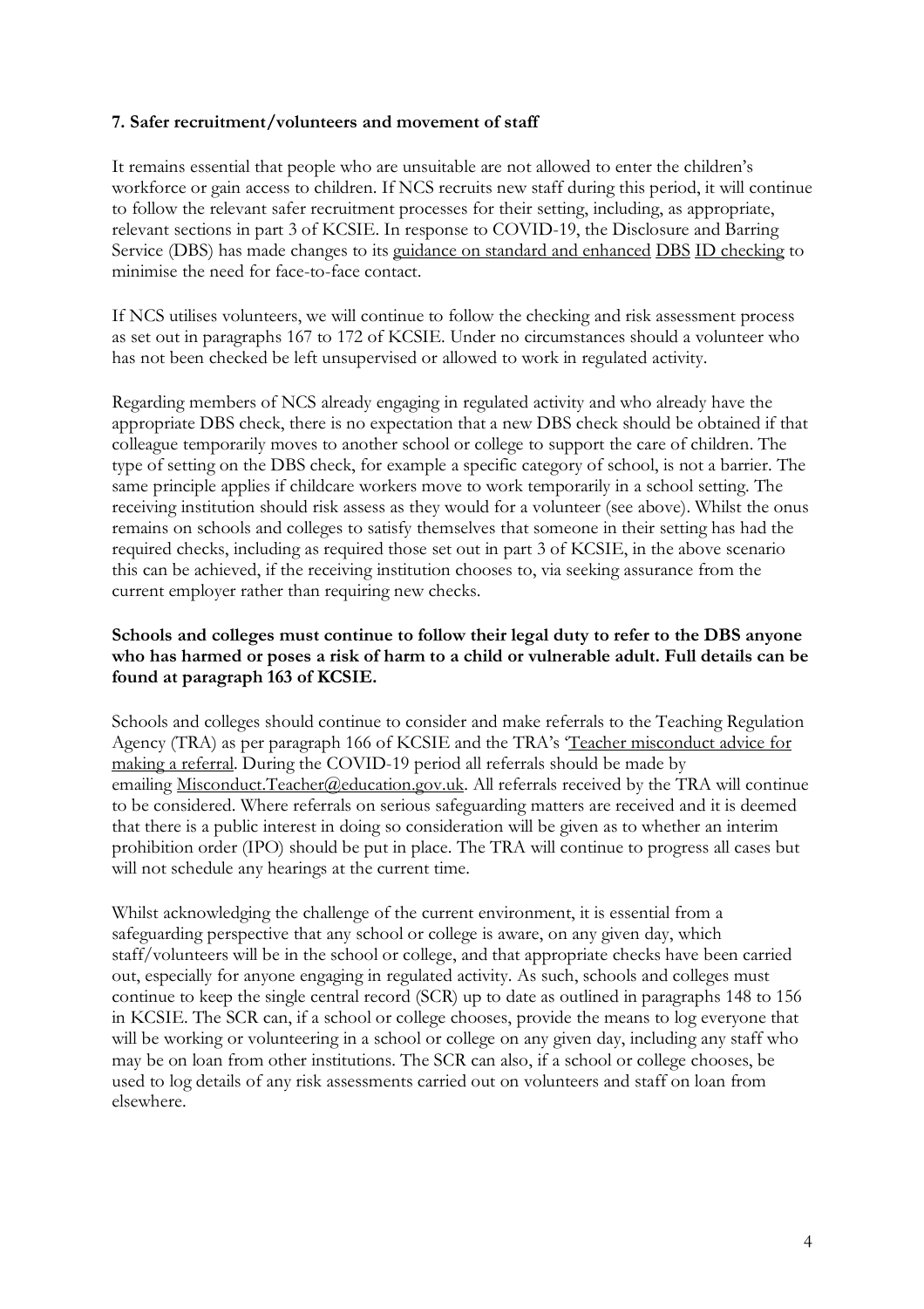**7. Safer recruitment/volunteers and movement of staff**

It remains essential that people who are unsuitable are not allowed to enter the children's workforce or gain access to children. If NCS recruits new staff during this period, it will continue to follow the relevant safer recruitment processes for their setting, including, as appropriate, relevant sections in part 3 of KCSIE. In response to COVID-19, the Disclosure and Barring Service (DBS) has made changes to its guidance on standard and enhanced DBS ID checking to minimise the need for face-to-face contact.

If NCS utilises volunteers, we will continue to follow the checking and risk assessment process as set out in paragraphs 167 to 172 of KCSIE. Under no circumstances should a volunteer who has not been checked be left unsupervised or allowed to work in regulated activity.

Regarding members of NCS already engaging in regulated activity and who already have the appropriate DBS check, there is no expectation that a new DBS check should be obtained if that colleague temporarily moves to another school or college to support the care of children. The type of setting on the DBS check, for example a specific category of school, is not a barrier. The same principle applies if childcare workers move to work temporarily in a school setting. The receiving institution should risk assess as they would for a volunteer (see above). Whilst the onus remains on schools and colleges to satisfy themselves that someone in their setting has had the required checks, including as required those set out in part 3 of KCSIE, in the above scenario this can be achieved, if the receiving institution chooses to, via seeking assurance from the current employer rather than requiring new checks.

**Schools and colleges must continue to follow their legal duty to refer to the DBS anyone who has harmed or poses a risk of harm to a child or vulnerable adult. Full details can be found at paragraph 163 of KCSIE.**

Schools and colleges should continue to consider and make referrals to the Teaching Regulation Agency (TRA) as per paragraph 166 of KCSIE and the TRA's 'Teacher misconduct advice for making a referral. During the COVID-19 period all referrals should be made by emailing Misconduct.Teacher@education.gov.uk. All referrals received by the TRA will continue to be considered. Where referrals on serious safeguarding matters are received and it is deemed that there is a public interest in doing so consideration will be given as to whether an interim prohibition order (IPO) should be put in place. The TRA will continue to progress all cases but will not schedule any hearings at the current time.

Whilst acknowledging the challenge of the current environment, it is essential from a safeguarding perspective that any school or college is aware, on any given day, which staff/volunteers will be in the school or college, and that appropriate checks have been carried out, especially for anyone engaging in regulated activity. As such, schools and colleges must continue to keep the single central record (SCR) up to date as outlined in paragraphs 148 to 156 in KCSIE. The SCR can, if a school or college chooses, provide the means to log everyone that will be working or volunteering in a school or college on any given day, including any staff who may be on loan from other institutions. The SCR can also, if a school or college chooses, be used to log details of any risk assessments carried out on volunteers and staff on loan from elsewhere.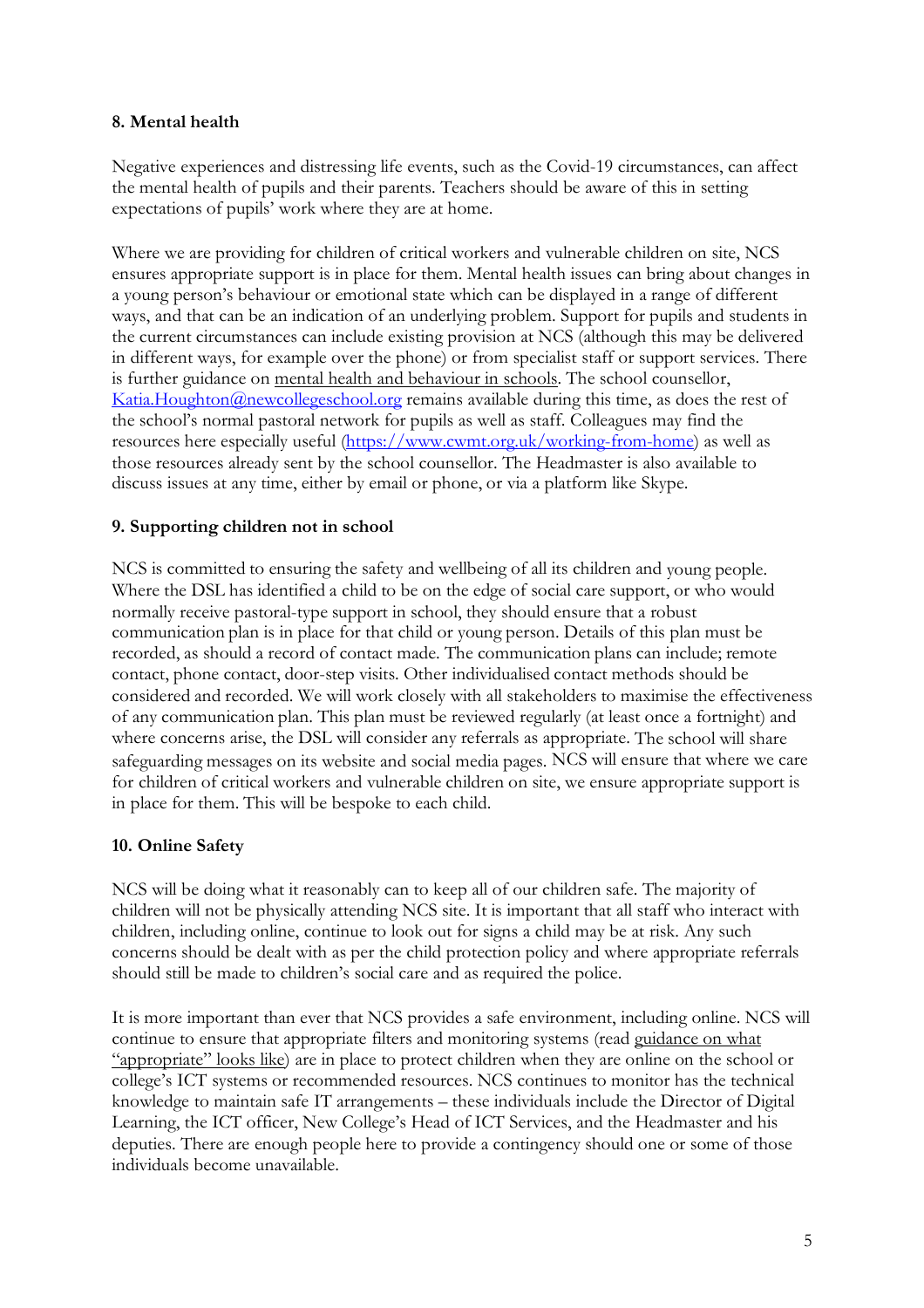## 8. Mental health

Negative experiences and distressing life events, such as the Covid-19 circumstances, can affect the mental health of pupils and their parents. Teachers should be aware of this in setting expectations of pupils' work where they are at home.

Where we are providing for children of critical workers and vulnerable children on site, NCS ensures appropriate support is in place for them. Mental health issues can bring about changes in a young person's behaviour or emotional state which can be displayed in a range of different ways, and that can be an indication of an underlying problem. Support for pupils and students in the current circumstances can include existing provision at NCS (although this may be delivered in different ways, for example over the phone) or from specialist staff or support services. There is further guidance on mental health and behaviour in schools. The school counsellor, Katia.Houghton@newcollegeschool.org remains available during this time, as does the rest of the school's normal pastoral network for pupils as well as staff. Colleagues may find the resources here especially useful (https://www.cwmt.org.uk/working-from-home) as well as those resources already sent by the school counsellor. The Headmaster is also available to discuss issues at any time, either by email or phone, or via a platform like Skype.

## 9. Supporting children not in school

NCS is committed to ensuring the safety and wellbeing of all its children and young people. Where the DSL has identified a child to be on the edge of social care support, or who would normally receive pastoral-type support in school, they should ensure that a robust communication plan is in place for that child or young person. Details of this plan must be recorded, as should a record of contact made. The communication plans can include; remote contact, phone contact, door-step visits. Other individualised contact methods should be considered and recorded. We will work closely with all stakeholders to maximise the effectiveness of any communication plan. This plan must be reviewed regularly (at least once a fortnight) and where concerns arise, the DSL will consider any referrals as appropriate. The school will share safeguarding messages on its website and social media pages. NCS will ensure that where we care for children of critical workers and vulnerable children on site, we ensure appropriate support is in place for them. This will be bespoke to each child.

## 10. Online Safety

NCS will be doing what it reasonably can to keep all of our children safe. The majority of children will not be physically attending NCS site. It is important that all staff who interact with children, including online, continue to look out for signs a child may be at risk. Any such concerns should be dealt with as per the child protection policy and where appropriate referrals should still be made to children's social care and as required the police.

It is more important than ever that NCS provides a safe environment, including online. NCS will continue to ensure that appropriate filters and monitoring systems (read guidance on what "appropriate" looks like) are in place to protect children when they are online on the school or college's ICT systems or recommended resources. NCS continues to monitor has the technical knowledge to maintain safe IT arrangements – these individuals include the Director of Digital Learning, the ICT officer, New College's Head of ICT Services, and the Headmaster and his deputies. There are enough people here to provide a contingency should one or some of those individuals become unavailable.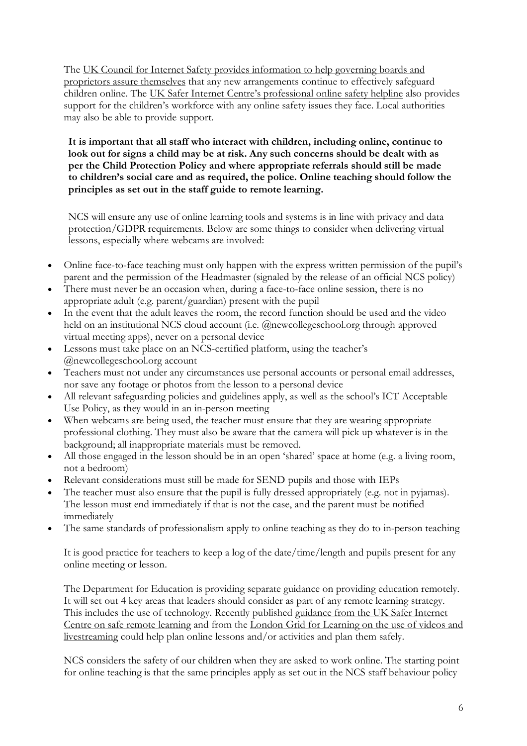The UK Council for Internet Safety provides information to help governing boards and proprietors assure themselves that any new arrangements continue to effectively safeguard children online. The UK Safer Internet Centre's professional online safety helpline also provides support for the children's workforce with any online safety issues they face. Local authorities may also be able to provide support.

**It is important that all staff who interact with children, including online, continue to look out for signs a child may be at risk. Any such concerns should be dealt with as per the Child Protection Policy and where appropriate referrals should still be made to children's social care and as required, the police. Online teaching should follow the principles as set out in the staff guide to remote learning.**

NCS will ensure any use of online learning tools and systems is in line with privacy and data protection/GDPR requirements. Below are some things to consider when delivering virtual lessons, especially where webcams are involved:

- Online face-to-face teaching must only happen with the express written permission of the pupil's parent and the permission of the Headmaster (signaled by the release of an official NCS policy)
- There must never be an occasion when, during a face-to-face online session, there is no appropriate adult (e.g. parent/guardian) present with the pupil
- In the event that the adult leaves the room, the record function should be used and the video held on an institutional NCS cloud account (i.e. @newcollegeschool.org through approved virtual meeting apps), never on a personal device
- Lessons must take place on an NCS-certified platform, using the teacher's @newcollegeschool.org account
- Teachers must not under any circumstances use personal accounts or personal email addresses, nor save any footage or photos from the lesson to a personal device
- All relevant safeguarding policies and guidelines apply, as well as the school's ICT Acceptable Use Policy, as they would in an in-person meeting
- When webcams are being used, the teacher must ensure that they are wearing appropriate professional clothing. They must also be aware that the camera will pick up whatever is in the background; all inappropriate materials must be removed.
- All those engaged in the lesson should be in an open 'shared' space at home (e.g. a living room, not a bedroom)
- Relevant considerations must still be made for SEND pupils and those with IEPs
- The teacher must also ensure that the pupil is fully dressed appropriately (e.g. not in pyjamas). The lesson must end immediately if that is not the case, and the parent must be notified immediately
- The same standards of professionalism apply to online teaching as they do to in-person teaching

It is good practice for teachers to keep a log of the date/time/length and pupils present for any online meeting or lesson.

The Department for Education is providing separate guidance on providing education remotely. It will set out 4 key areas that leaders should consider as part of any remote learning strategy. This includes the use of technology. Recently published guidance from the UK Safer Internet Centre on safe remote learning and from the London Grid for Learning on the use of videos and livestreaming could help plan online lessons and/or activities and plan them safely.

NCS considers the safety of our children when they are asked to work online. The starting point for online teaching is that the same principles apply as set out in the NCS staff behaviour policy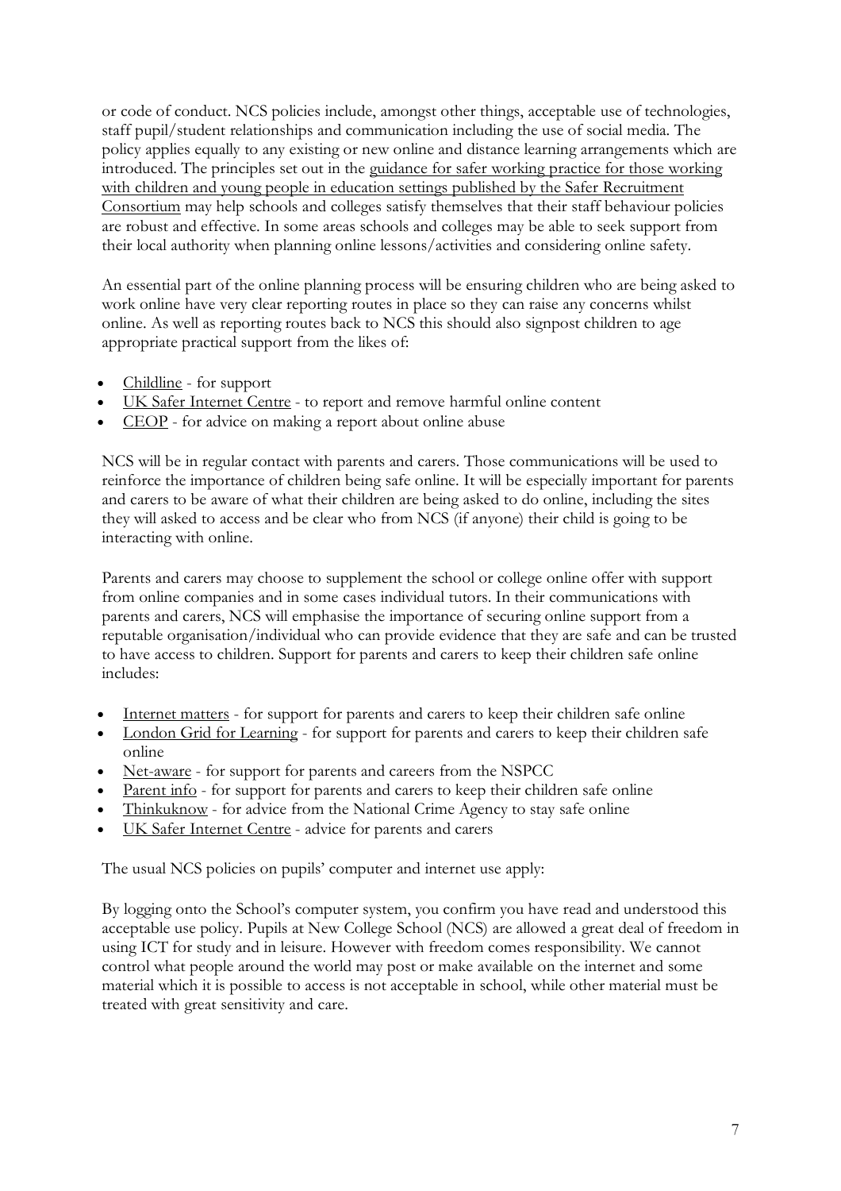or code of conduct. NCS policies include, amongst other things, acceptable use of technologies, staff pupil/student relationships and communication including the use of social media. The policy applies equally to any existing or new online and distance learning arrangements which are introduced. The principles set out in the guidance for safer working practice for those working with children and young people in education settings published by the Safer Recruitment Consortium may help schools and colleges satisfy themselves that their staff behaviour policies are robust and effective. In some areas schools and colleges may be able to seek support from their local authority when planning online lessons/activities and considering online safety.

An essential part of the online planning process will be ensuring children who are being asked to work online have very clear reporting routes in place so they can raise any concerns whilst online. As well as reporting routes back to NCS this should also signpost children to age appropriate practical support from the likes of:

- Childline - for support
- UK Safer Internet Centre - to report and remove harmful online content
- CEOP - for advice on making a report about online abuse

NCS will be in regular contact with parents and carers. Those communications will be used to reinforce the importance of children being safe online. It will be especially important for parents and carers to be aware of what their children are being asked to do online, including the sites they will asked to access and be clear who from NCS (if anyone) their child is going to be interacting with online.

Parents and carers may choose to supplement the school or college online offer with support from online companies and in some cases individual tutors. In their communications with parents and carers, NCS will emphasise the importance of securing online support from a reputable organisation/individual who can provide evidence that they are safe and can be trusted to have access to children. Support for parents and carers to keep their children safe online includes:

- Internet matters - for support for parents and carers to keep their children safe online
- London Grid for Learning - for support for parents and carers to keep their children safe online
- Net-aware - for support for parents and careers from the NSPCC
- Parent info - for support for parents and carers to keep their children safe online
- Thinkuknow - for advice from the National Crime Agency to stay safe online
- UK Safer Internet Centre - advice for parents and carers

The usual NCS policies on pupils' computer and internet use apply:

By logging onto the School's computer system, you confirm you have read and understood this acceptable use policy. Pupils at New College School (NCS) are allowed a great deal of freedom in using ICT for study and in leisure. However with freedom comes responsibility. We cannot control what people around the world may post or make available on the internet and some material which it is possible to access is not acceptable in school, while other material must be treated with great sensitivity and care.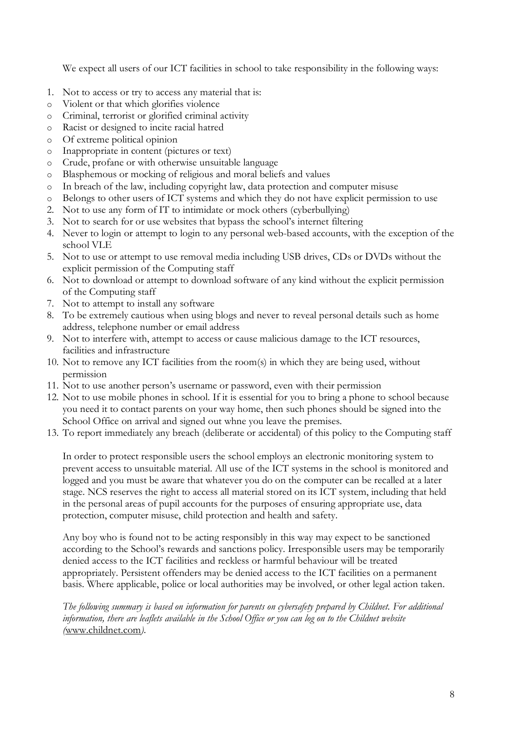We expect all users of our ICT facilities in school to take responsibility in the following ways:

1. Not to access or try to access any material that is:
   - Violent or that which glorifies violence
   - Criminal, terrorist or glorified criminal activity
   - Racist or designed to incite racial hatred
   - Of extreme political opinion
   - Inappropriate in content (pictures or text)
   - Crude, profane or with otherwise unsuitable language
   - Blasphemous or mocking of religious and moral beliefs and values
   - In breach of the law, including copyright law, data protection and computer misuse
   - Belongs to other users of ICT systems and which they do not have explicit permission to use
2. Not to use any form of IT to intimidate or mock others (cyberbullying)
3. Not to search for or use websites that bypass the school's internet filtering
4. Never to login or attempt to login to any personal web-based accounts, with the exception of the school VLE
5. Not to use or attempt to use removal media including USB drives, CDs or DVDs without the explicit permission of the Computing staff
6. Not to download or attempt to download software of any kind without the explicit permission of the Computing staff
7. Not to attempt to install any software
8. To be extremely cautious when using blogs and never to reveal personal details such as home address, telephone number or email address
9. Not to interfere with, attempt to access or cause malicious damage to the ICT resources, facilities and infrastructure
10. Not to remove any ICT facilities from the room(s) in which they are being used, without permission
11. Not to use another person's username or password, even with their permission
12. Not to use mobile phones in school. If it is essential for you to bring a phone to school because you need it to contact parents on your way home, then such phones should be signed into the School Office on arrival and signed out whne you leave the premises.
13. To report immediately any breach (deliberate or accidental) of this policy to the Computing staff

In order to protect responsible users the school employs an electronic monitoring system to prevent access to unsuitable material. All use of the ICT systems in the school is monitored and logged and you must be aware that whatever you do on the computer can be recalled at a later stage. NCS reserves the right to access all material stored on its ICT system, including that held in the personal areas of pupil accounts for the purposes of ensuring appropriate use, data protection, computer misuse, child protection and health and safety.

Any boy who is found not to be acting responsibly in this way may expect to be sanctioned according to the School's rewards and sanctions policy. Irresponsible users may be temporarily denied access to the ICT facilities and reckless or harmful behaviour will be treated appropriately. Persistent offenders may be denied access to the ICT facilities on a permanent basis. Where applicable, police or local authorities may be involved, or other legal action taken.

*The following summary is based on information for parents on cybersafety prepared by Childnet. For additional information, there are leaflets available in the School Office or you can log on to the Childnet website (*www.childnet.com*).*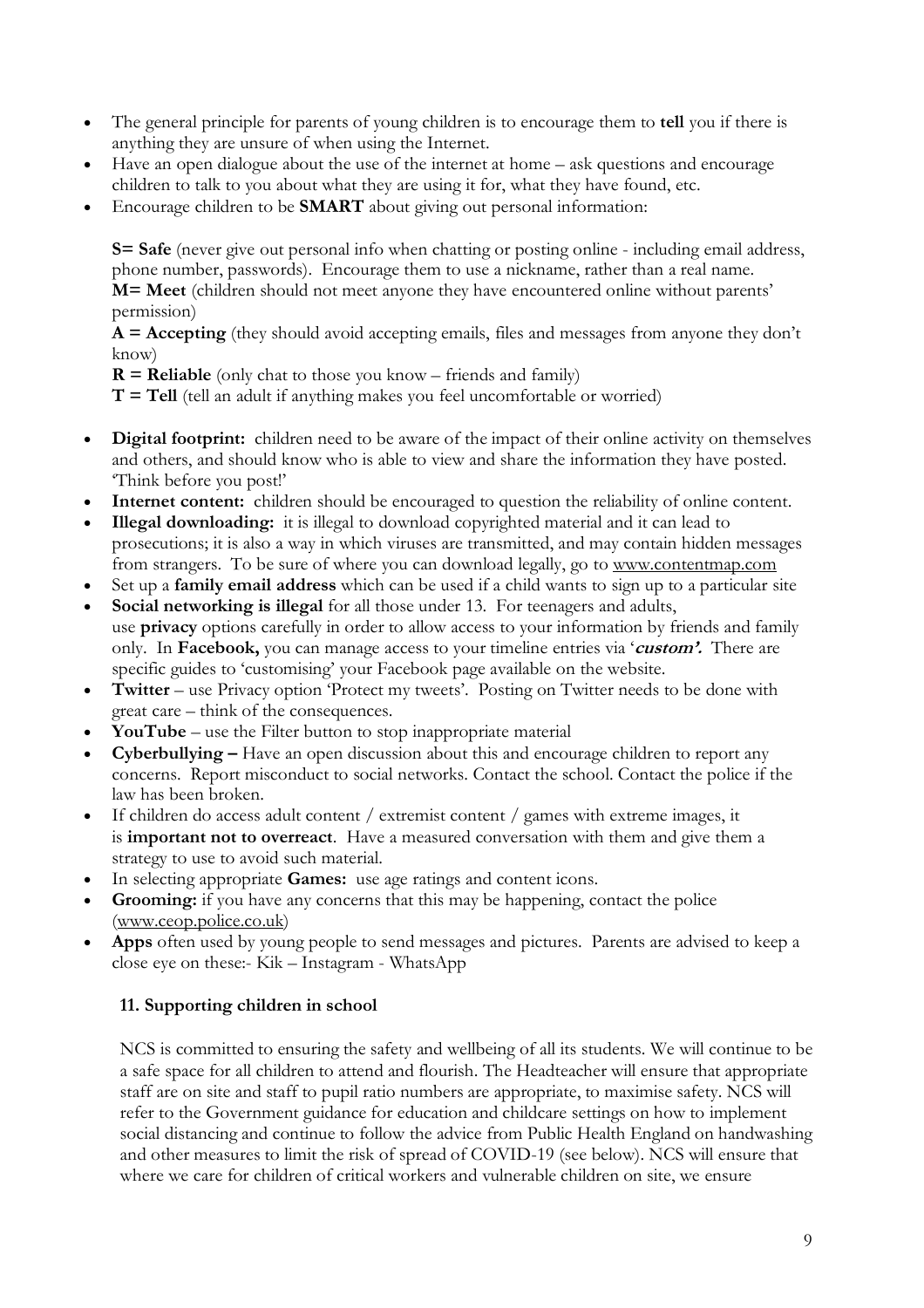- The general principle for parents of young children is to encourage them to **tell** you if there is anything they are unsure of when using the Internet.
- Have an open dialogue about the use of the internet at home – ask questions and encourage children to talk to you about what they are using it for, what they have found, etc.
- Encourage children to be **SMART** about giving out personal information:

  **S= Safe** (never give out personal info when chatting or posting online - including email address, phone number, passwords). Encourage them to use a nickname, rather than a real name.
  **M= Meet** (children should not meet anyone they have encountered online without parents' permission)
  **A = Accepting** (they should avoid accepting emails, files and messages from anyone they don't know)
  **R = Reliable** (only chat to those you know – friends and family)
  **T = Tell** (tell an adult if anything makes you feel uncomfortable or worried)

- **Digital footprint:** children need to be aware of the impact of their online activity on themselves and others, and should know who is able to view and share the information they have posted. 'Think before you post!'
- **Internet content:** children should be encouraged to question the reliability of online content.
- **Illegal downloading:** it is illegal to download copyrighted material and it can lead to prosecutions; it is also a way in which viruses are transmitted, and may contain hidden messages from strangers. To be sure of where you can download legally, go to www.contentmap.com
- Set up a **family email address** which can be used if a child wants to sign up to a particular site
- **Social networking is illegal** for all those under 13. For teenagers and adults, use **privacy** options carefully in order to allow access to your information by friends and family only. In **Facebook,** you can manage access to your timeline entries via '***custom'.*** There are specific guides to 'customising' your Facebook page available on the website.
- **Twitter** – use Privacy option 'Protect my tweets'. Posting on Twitter needs to be done with great care – think of the consequences.
- **YouTube** – use the Filter button to stop inappropriate material
- **Cyberbullying –** Have an open discussion about this and encourage children to report any concerns. Report misconduct to social networks. Contact the school. Contact the police if the law has been broken.
- If children do access adult content / extremist content / games with extreme images, it is **important not to overreact**. Have a measured conversation with them and give them a strategy to use to avoid such material.
- In selecting appropriate **Games:** use age ratings and content icons.
- **Grooming:** if you have any concerns that this may be happening, contact the police (www.ceop.police.co.uk)
- **Apps** often used by young people to send messages and pictures. Parents are advised to keep a close eye on these:- Kik – Instagram - WhatsApp

### 11. Supporting children in school

NCS is committed to ensuring the safety and wellbeing of all its students. We will continue to be a safe space for all children to attend and flourish. The Headteacher will ensure that appropriate staff are on site and staff to pupil ratio numbers are appropriate, to maximise safety. NCS will refer to the Government guidance for education and childcare settings on how to implement social distancing and continue to follow the advice from Public Health England on handwashing and other measures to limit the risk of spread of COVID-19 (see below). NCS will ensure that where we care for children of critical workers and vulnerable children on site, we ensure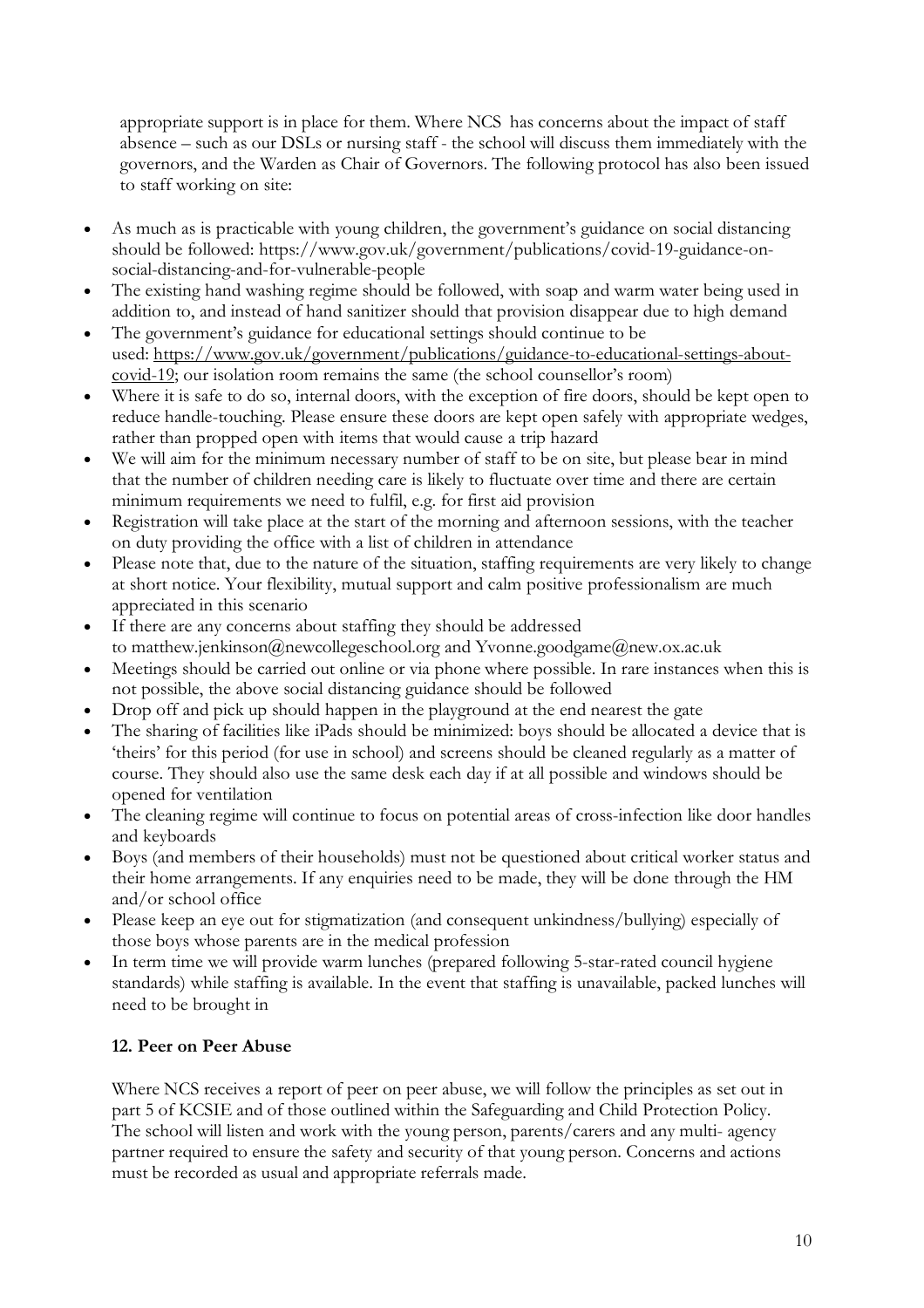appropriate support is in place for them. Where NCS has concerns about the impact of staff absence – such as our DSLs or nursing staff - the school will discuss them immediately with the governors, and the Warden as Chair of Governors. The following protocol has also been issued to staff working on site:

- As much as is practicable with young children, the government's guidance on social distancing should be followed: https://www.gov.uk/government/publications/covid-19-guidance-on-social-distancing-and-for-vulnerable-people
- The existing hand washing regime should be followed, with soap and warm water being used in addition to, and instead of hand sanitizer should that provision disappear due to high demand
- The government's guidance for educational settings should continue to be used: https://www.gov.uk/government/publications/guidance-to-educational-settings-about-covid-19; our isolation room remains the same (the school counsellor's room)
- Where it is safe to do so, internal doors, with the exception of fire doors, should be kept open to reduce handle-touching. Please ensure these doors are kept open safely with appropriate wedges, rather than propped open with items that would cause a trip hazard
- We will aim for the minimum necessary number of staff to be on site, but please bear in mind that the number of children needing care is likely to fluctuate over time and there are certain minimum requirements we need to fulfil, e.g. for first aid provision
- Registration will take place at the start of the morning and afternoon sessions, with the teacher on duty providing the office with a list of children in attendance
- Please note that, due to the nature of the situation, staffing requirements are very likely to change at short notice. Your flexibility, mutual support and calm positive professionalism are much appreciated in this scenario
- If there are any concerns about staffing they should be addressed to matthew.jenkinson@newcollegeschool.org and Yvonne.goodgame@new.ox.ac.uk
- Meetings should be carried out online or via phone where possible. In rare instances when this is not possible, the above social distancing guidance should be followed
- Drop off and pick up should happen in the playground at the end nearest the gate
- The sharing of facilities like iPads should be minimized: boys should be allocated a device that is 'theirs' for this period (for use in school) and screens should be cleaned regularly as a matter of course. They should also use the same desk each day if at all possible and windows should be opened for ventilation
- The cleaning regime will continue to focus on potential areas of cross-infection like door handles and keyboards
- Boys (and members of their households) must not be questioned about critical worker status and their home arrangements. If any enquiries need to be made, they will be done through the HM and/or school office
- Please keep an eye out for stigmatization (and consequent unkindness/bullying) especially of those boys whose parents are in the medical profession
- In term time we will provide warm lunches (prepared following 5-star-rated council hygiene standards) while staffing is available. In the event that staffing is unavailable, packed lunches will need to be brought in

## 12. Peer on Peer Abuse

Where NCS receives a report of peer on peer abuse, we will follow the principles as set out in part 5 of KCSIE and of those outlined within the Safeguarding and Child Protection Policy. The school will listen and work with the young person, parents/carers and any multi- agency partner required to ensure the safety and security of that young person. Concerns and actions must be recorded as usual and appropriate referrals made.